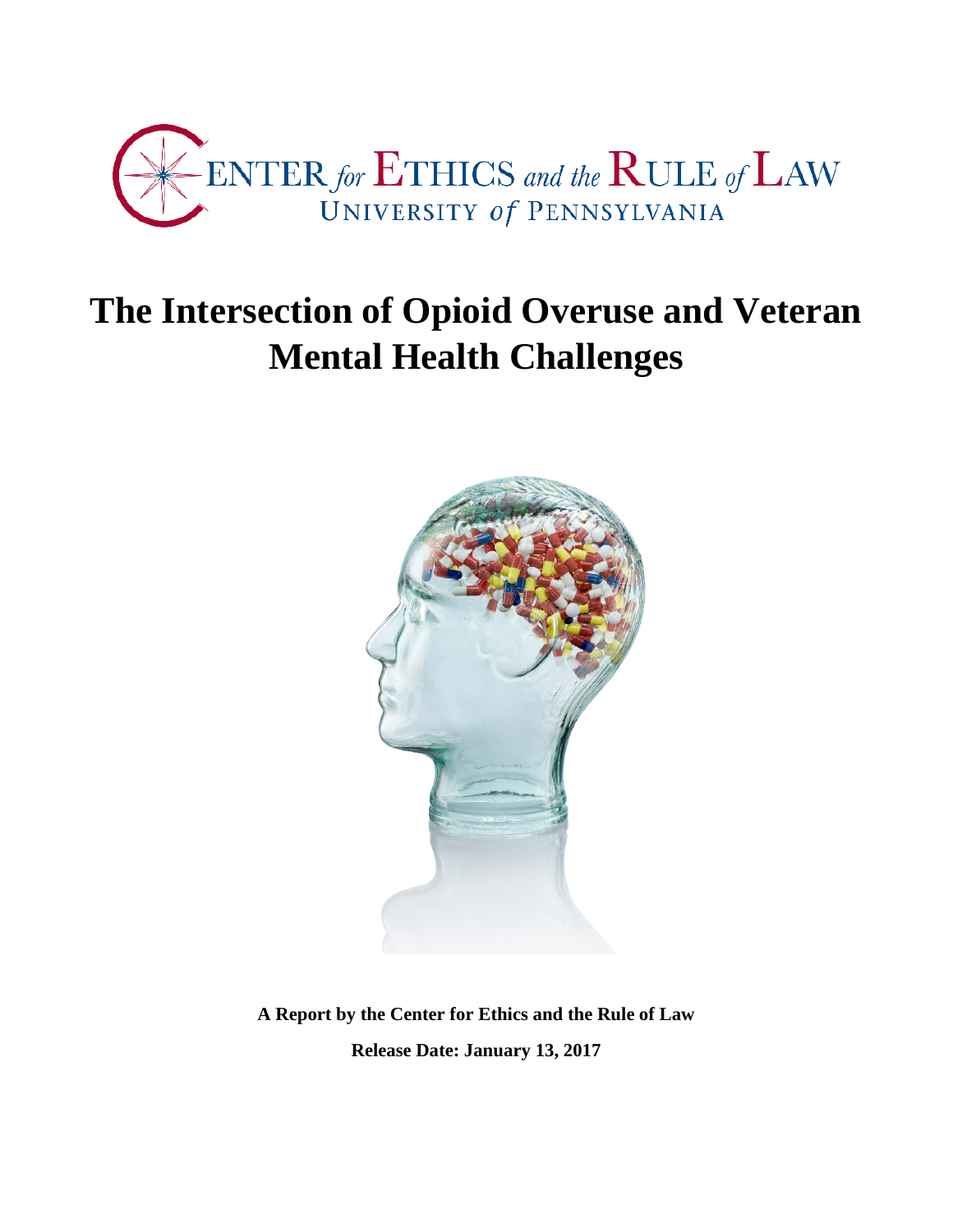CENTER for ETHICS and the RULE of LAW
UNIVERSITY of PENNSYLVANIA

# The Intersection of Opioid Overuse and Veteran Mental Health Challenges

**A Report by the Center for Ethics and the Rule of Law**

**Release Date: January 13, 2017**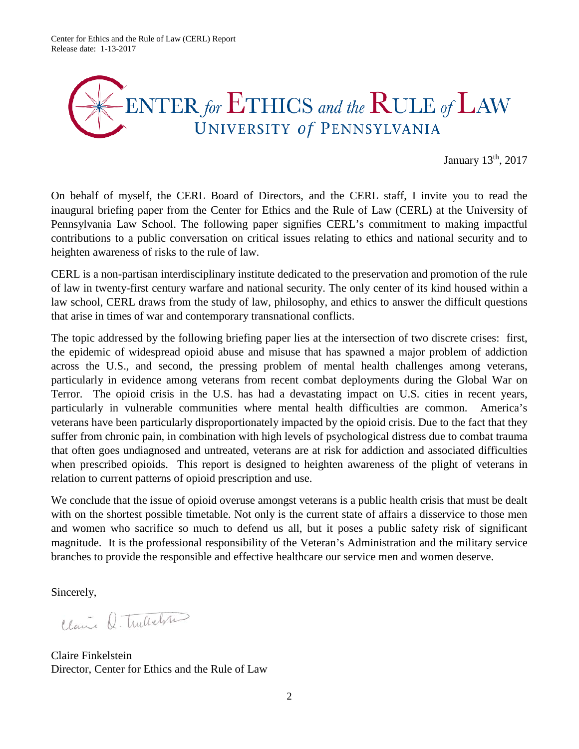Center for Ethics and the Rule of Law (CERL) Report
Release date: 1-13-2017

CENTER *for* ETHICS *and the* RULE *of* LAW
UNIVERSITY *of* PENNSYLVANIA

January 13th, 2017

On behalf of myself, the CERL Board of Directors, and the CERL staff, I invite you to read the inaugural briefing paper from the Center for Ethics and the Rule of Law (CERL) at the University of Pennsylvania Law School. The following paper signifies CERL's commitment to making impactful contributions to a public conversation on critical issues relating to ethics and national security and to heighten awareness of risks to the rule of law.

CERL is a non-partisan interdisciplinary institute dedicated to the preservation and promotion of the rule of law in twenty-first century warfare and national security. The only center of its kind housed within a law school, CERL draws from the study of law, philosophy, and ethics to answer the difficult questions that arise in times of war and contemporary transnational conflicts.

The topic addressed by the following briefing paper lies at the intersection of two discrete crises: first, the epidemic of widespread opioid abuse and misuse that has spawned a major problem of addiction across the U.S., and second, the pressing problem of mental health challenges among veterans, particularly in evidence among veterans from recent combat deployments during the Global War on Terror. The opioid crisis in the U.S. has had a devastating impact on U.S. cities in recent years, particularly in vulnerable communities where mental health difficulties are common. America's veterans have been particularly disproportionately impacted by the opioid crisis. Due to the fact that they suffer from chronic pain, in combination with high levels of psychological distress due to combat trauma that often goes undiagnosed and untreated, veterans are at risk for addiction and associated difficulties when prescribed opioids. This report is designed to heighten awareness of the plight of veterans in relation to current patterns of opioid prescription and use.

We conclude that the issue of opioid overuse amongst veterans is a public health crisis that must be dealt with on the shortest possible timetable. Not only is the current state of affairs a disservice to those men and women who sacrifice so much to defend us all, but it poses a public safety risk of significant magnitude. It is the professional responsibility of the Veteran's Administration and the military service branches to provide the responsible and effective healthcare our service men and women deserve.

Sincerely,

Claire Finkelstein
Director, Center for Ethics and the Rule of Law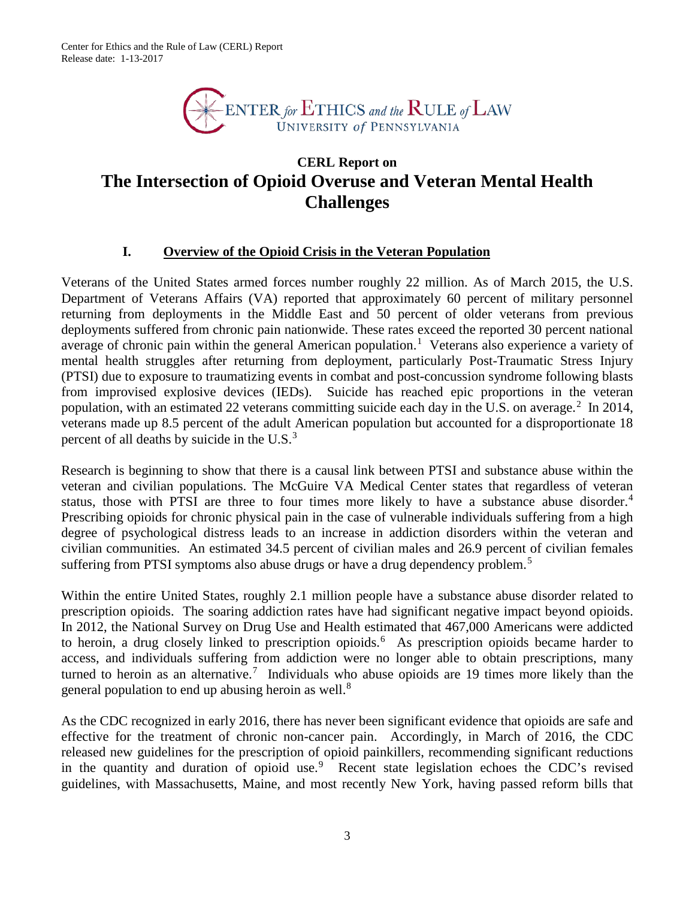Center for Ethics and the Rule of Law (CERL) Report
Release date: 1-13-2017

CENTER *for* ETHICS *and the* RULE *of* LAW
UNIVERSITY *of* PENNSYLVANIA

# CERL Report on
# The Intersection of Opioid Overuse and Veteran Mental Health Challenges

## I. Overview of the Opioid Crisis in the Veteran Population

Veterans of the United States armed forces number roughly 22 million. As of March 2015, the U.S. Department of Veterans Affairs (VA) reported that approximately 60 percent of military personnel returning from deployments in the Middle East and 50 percent of older veterans from previous deployments suffered from chronic pain nationwide. These rates exceed the reported 30 percent national average of chronic pain within the general American population.[1] Veterans also experience a variety of mental health struggles after returning from deployment, particularly Post-Traumatic Stress Injury (PTSI) due to exposure to traumatizing events in combat and post-concussion syndrome following blasts from improvised explosive devices (IEDs). Suicide has reached epic proportions in the veteran population, with an estimated 22 veterans committing suicide each day in the U.S. on average.[2] In 2014, veterans made up 8.5 percent of the adult American population but accounted for a disproportionate 18 percent of all deaths by suicide in the U.S.[3]

Research is beginning to show that there is a causal link between PTSI and substance abuse within the veteran and civilian populations. The McGuire VA Medical Center states that regardless of veteran status, those with PTSI are three to four times more likely to have a substance abuse disorder.[4] Prescribing opioids for chronic physical pain in the case of vulnerable individuals suffering from a high degree of psychological distress leads to an increase in addiction disorders within the veteran and civilian communities. An estimated 34.5 percent of civilian males and 26.9 percent of civilian females suffering from PTSI symptoms also abuse drugs or have a drug dependency problem.[5]

Within the entire United States, roughly 2.1 million people have a substance abuse disorder related to prescription opioids. The soaring addiction rates have had significant negative impact beyond opioids. In 2012, the National Survey on Drug Use and Health estimated that 467,000 Americans were addicted to heroin, a drug closely linked to prescription opioids.[6] As prescription opioids became harder to access, and individuals suffering from addiction were no longer able to obtain prescriptions, many turned to heroin as an alternative.[7] Individuals who abuse opioids are 19 times more likely than the general population to end up abusing heroin as well.[8]

As the CDC recognized in early 2016, there has never been significant evidence that opioids are safe and effective for the treatment of chronic non-cancer pain. Accordingly, in March of 2016, the CDC released new guidelines for the prescription of opioid painkillers, recommending significant reductions in the quantity and duration of opioid use.[9] Recent state legislation echoes the CDC's revised guidelines, with Massachusetts, Maine, and most recently New York, having passed reform bills that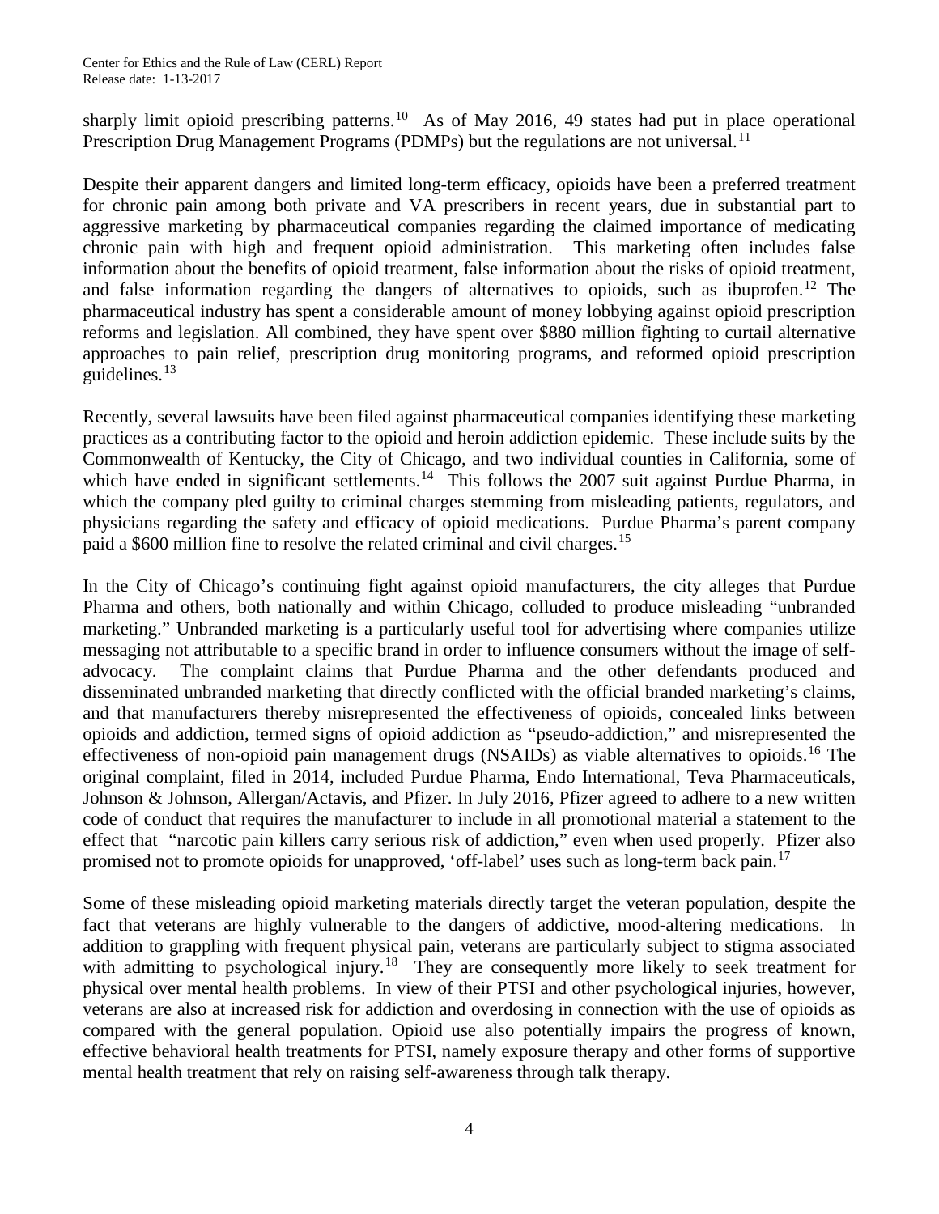sharply limit opioid prescribing patterns.[10] As of May 2016, 49 states had put in place operational Prescription Drug Management Programs (PDMPs) but the regulations are not universal.[11]

Despite their apparent dangers and limited long-term efficacy, opioids have been a preferred treatment for chronic pain among both private and VA prescribers in recent years, due in substantial part to aggressive marketing by pharmaceutical companies regarding the claimed importance of medicating chronic pain with high and frequent opioid administration. This marketing often includes false information about the benefits of opioid treatment, false information about the risks of opioid treatment, and false information regarding the dangers of alternatives to opioids, such as ibuprofen.[12] The pharmaceutical industry has spent a considerable amount of money lobbying against opioid prescription reforms and legislation. All combined, they have spent over $880 million fighting to curtail alternative approaches to pain relief, prescription drug monitoring programs, and reformed opioid prescription guidelines.[13]

Recently, several lawsuits have been filed against pharmaceutical companies identifying these marketing practices as a contributing factor to the opioid and heroin addiction epidemic. These include suits by the Commonwealth of Kentucky, the City of Chicago, and two individual counties in California, some of which have ended in significant settlements.[14] This follows the 2007 suit against Purdue Pharma, in which the company pled guilty to criminal charges stemming from misleading patients, regulators, and physicians regarding the safety and efficacy of opioid medications. Purdue Pharma's parent company paid a $600 million fine to resolve the related criminal and civil charges.[15]

In the City of Chicago's continuing fight against opioid manufacturers, the city alleges that Purdue Pharma and others, both nationally and within Chicago, colluded to produce misleading "unbranded marketing." Unbranded marketing is a particularly useful tool for advertising where companies utilize messaging not attributable to a specific brand in order to influence consumers without the image of self-advocacy. The complaint claims that Purdue Pharma and the other defendants produced and disseminated unbranded marketing that directly conflicted with the official branded marketing's claims, and that manufacturers thereby misrepresented the effectiveness of opioids, concealed links between opioids and addiction, termed signs of opioid addiction as "pseudo-addiction," and misrepresented the effectiveness of non-opioid pain management drugs (NSAIDs) as viable alternatives to opioids.[16] The original complaint, filed in 2014, included Purdue Pharma, Endo International, Teva Pharmaceuticals, Johnson & Johnson, Allergan/Actavis, and Pfizer. In July 2016, Pfizer agreed to adhere to a new written code of conduct that requires the manufacturer to include in all promotional material a statement to the effect that "narcotic pain killers carry serious risk of addiction," even when used properly. Pfizer also promised not to promote opioids for unapproved, 'off-label' uses such as long-term back pain.[17]

Some of these misleading opioid marketing materials directly target the veteran population, despite the fact that veterans are highly vulnerable to the dangers of addictive, mood-altering medications. In addition to grappling with frequent physical pain, veterans are particularly subject to stigma associated with admitting to psychological injury.[18] They are consequently more likely to seek treatment for physical over mental health problems. In view of their PTSI and other psychological injuries, however, veterans are also at increased risk for addiction and overdosing in connection with the use of opioids as compared with the general population. Opioid use also potentially impairs the progress of known, effective behavioral health treatments for PTSI, namely exposure therapy and other forms of supportive mental health treatment that rely on raising self-awareness through talk therapy.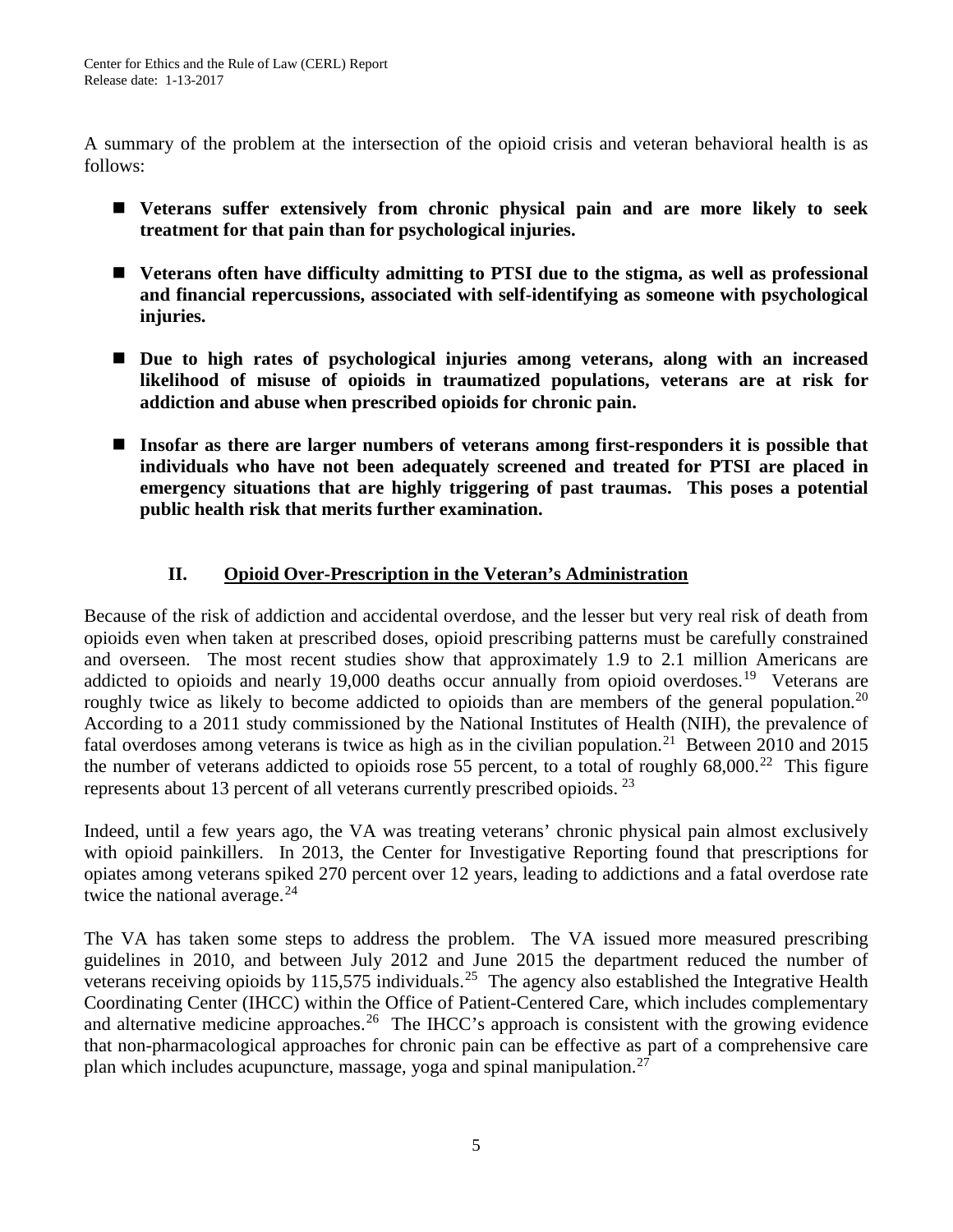A summary of the problem at the intersection of the opioid crisis and veteran behavioral health is as follows:

- **Veterans suffer extensively from chronic physical pain and are more likely to seek treatment for that pain than for psychological injuries.**

- **Veterans often have difficulty admitting to PTSI due to the stigma, as well as professional and financial repercussions, associated with self-identifying as someone with psychological injuries.**

- **Due to high rates of psychological injuries among veterans, along with an increased likelihood of misuse of opioids in traumatized populations, veterans are at risk for addiction and abuse when prescribed opioids for chronic pain.**

- **Insofar as there are larger numbers of veterans among first-responders it is possible that individuals who have not been adequately screened and treated for PTSI are placed in emergency situations that are highly triggering of past traumas. This poses a potential public health risk that merits further examination.**

## II. Opioid Over-Prescription in the Veteran's Administration

Because of the risk of addiction and accidental overdose, and the lesser but very real risk of death from opioids even when taken at prescribed doses, opioid prescribing patterns must be carefully constrained and overseen. The most recent studies show that approximately 1.9 to 2.1 million Americans are addicted to opioids and nearly 19,000 deaths occur annually from opioid overdoses.[19] Veterans are roughly twice as likely to become addicted to opioids than are members of the general population.[20] According to a 2011 study commissioned by the National Institutes of Health (NIH), the prevalence of fatal overdoses among veterans is twice as high as in the civilian population.[21] Between 2010 and 2015 the number of veterans addicted to opioids rose 55 percent, to a total of roughly 68,000.[22] This figure represents about 13 percent of all veterans currently prescribed opioids.[23]

Indeed, until a few years ago, the VA was treating veterans' chronic physical pain almost exclusively with opioid painkillers. In 2013, the Center for Investigative Reporting found that prescriptions for opiates among veterans spiked 270 percent over 12 years, leading to addictions and a fatal overdose rate twice the national average.[24]

The VA has taken some steps to address the problem. The VA issued more measured prescribing guidelines in 2010, and between July 2012 and June 2015 the department reduced the number of veterans receiving opioids by 115,575 individuals.[25] The agency also established the Integrative Health Coordinating Center (IHCC) within the Office of Patient-Centered Care, which includes complementary and alternative medicine approaches.[26] The IHCC's approach is consistent with the growing evidence that non-pharmacological approaches for chronic pain can be effective as part of a comprehensive care plan which includes acupuncture, massage, yoga and spinal manipulation.[27]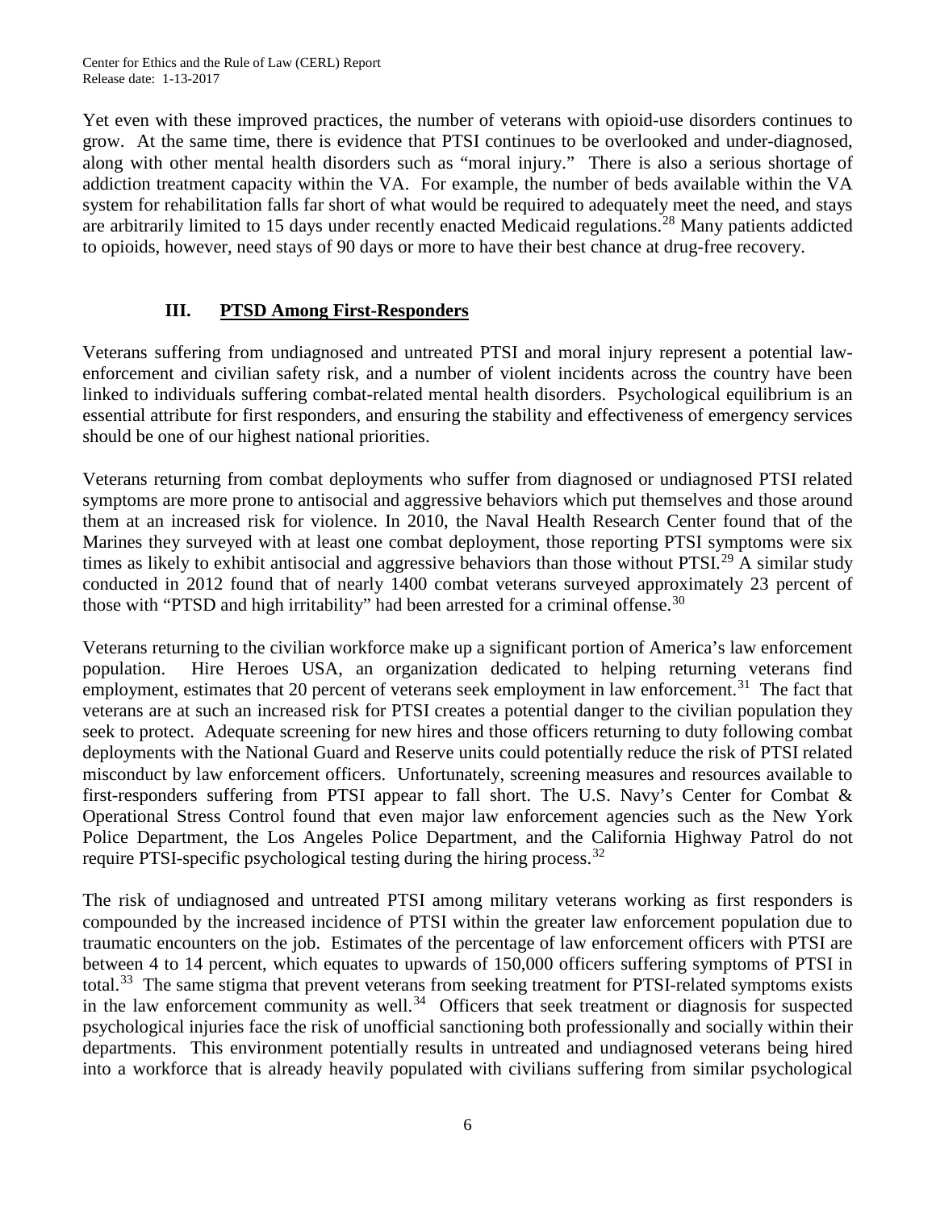Yet even with these improved practices, the number of veterans with opioid-use disorders continues to grow. At the same time, there is evidence that PTSI continues to be overlooked and under-diagnosed, along with other mental health disorders such as "moral injury." There is also a serious shortage of addiction treatment capacity within the VA. For example, the number of beds available within the VA system for rehabilitation falls far short of what would be required to adequately meet the need, and stays are arbitrarily limited to 15 days under recently enacted Medicaid regulations.[28] Many patients addicted to opioids, however, need stays of 90 days or more to have their best chance at drug-free recovery.

## III. PTSD Among First-Responders

Veterans suffering from undiagnosed and untreated PTSI and moral injury represent a potential law-enforcement and civilian safety risk, and a number of violent incidents across the country have been linked to individuals suffering combat-related mental health disorders. Psychological equilibrium is an essential attribute for first responders, and ensuring the stability and effectiveness of emergency services should be one of our highest national priorities.

Veterans returning from combat deployments who suffer from diagnosed or undiagnosed PTSI related symptoms are more prone to antisocial and aggressive behaviors which put themselves and those around them at an increased risk for violence. In 2010, the Naval Health Research Center found that of the Marines they surveyed with at least one combat deployment, those reporting PTSI symptoms were six times as likely to exhibit antisocial and aggressive behaviors than those without PTSI.[29] A similar study conducted in 2012 found that of nearly 1400 combat veterans surveyed approximately 23 percent of those with "PTSD and high irritability" had been arrested for a criminal offense.[30]

Veterans returning to the civilian workforce make up a significant portion of America's law enforcement population. Hire Heroes USA, an organization dedicated to helping returning veterans find employment, estimates that 20 percent of veterans seek employment in law enforcement.[31] The fact that veterans are at such an increased risk for PTSI creates a potential danger to the civilian population they seek to protect. Adequate screening for new hires and those officers returning to duty following combat deployments with the National Guard and Reserve units could potentially reduce the risk of PTSI related misconduct by law enforcement officers. Unfortunately, screening measures and resources available to first-responders suffering from PTSI appear to fall short. The U.S. Navy's Center for Combat & Operational Stress Control found that even major law enforcement agencies such as the New York Police Department, the Los Angeles Police Department, and the California Highway Patrol do not require PTSI-specific psychological testing during the hiring process.[32]

The risk of undiagnosed and untreated PTSI among military veterans working as first responders is compounded by the increased incidence of PTSI within the greater law enforcement population due to traumatic encounters on the job. Estimates of the percentage of law enforcement officers with PTSI are between 4 to 14 percent, which equates to upwards of 150,000 officers suffering symptoms of PTSI in total.[33] The same stigma that prevent veterans from seeking treatment for PTSI-related symptoms exists in the law enforcement community as well.[34] Officers that seek treatment or diagnosis for suspected psychological injuries face the risk of unofficial sanctioning both professionally and socially within their departments. This environment potentially results in untreated and undiagnosed veterans being hired into a workforce that is already heavily populated with civilians suffering from similar psychological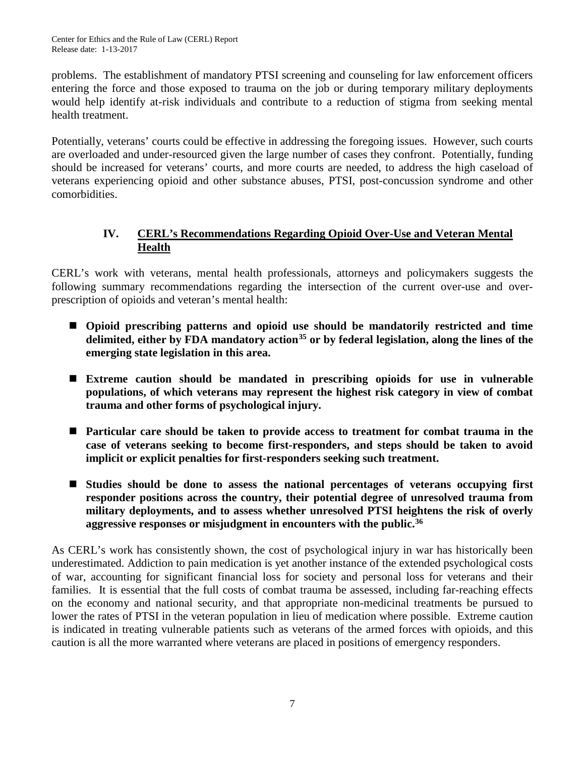problems. The establishment of mandatory PTSI screening and counseling for law enforcement officers entering the force and those exposed to trauma on the job or during temporary military deployments would help identify at-risk individuals and contribute to a reduction of stigma from seeking mental health treatment.

Potentially, veterans' courts could be effective in addressing the foregoing issues. However, such courts are overloaded and under-resourced given the large number of cases they confront. Potentially, funding should be increased for veterans' courts, and more courts are needed, to address the high caseload of veterans experiencing opioid and other substance abuses, PTSI, post-concussion syndrome and other comorbidities.

## IV. CERL's Recommendations Regarding Opioid Over-Use and Veteran Mental Health

CERL's work with veterans, mental health professionals, attorneys and policymakers suggests the following summary recommendations regarding the intersection of the current over-use and over-prescription of opioids and veteran's mental health:

- **Opioid prescribing patterns and opioid use should be mandatorily restricted and time delimited, either by FDA mandatory action[35] or by federal legislation, along the lines of the emerging state legislation in this area.**

- **Extreme caution should be mandated in prescribing opioids for use in vulnerable populations, of which veterans may represent the highest risk category in view of combat trauma and other forms of psychological injury.**

- **Particular care should be taken to provide access to treatment for combat trauma in the case of veterans seeking to become first-responders, and steps should be taken to avoid implicit or explicit penalties for first-responders seeking such treatment.**

- **Studies should be done to assess the national percentages of veterans occupying first responder positions across the country, their potential degree of unresolved trauma from military deployments, and to assess whether unresolved PTSI heightens the risk of overly aggressive responses or misjudgment in encounters with the public.[36]**

As CERL's work has consistently shown, the cost of psychological injury in war has historically been underestimated. Addiction to pain medication is yet another instance of the extended psychological costs of war, accounting for significant financial loss for society and personal loss for veterans and their families. It is essential that the full costs of combat trauma be assessed, including far-reaching effects on the economy and national security, and that appropriate non-medicinal treatments be pursued to lower the rates of PTSI in the veteran population in lieu of medication where possible. Extreme caution is indicated in treating vulnerable patients such as veterans of the armed forces with opioids, and this caution is all the more warranted where veterans are placed in positions of emergency responders.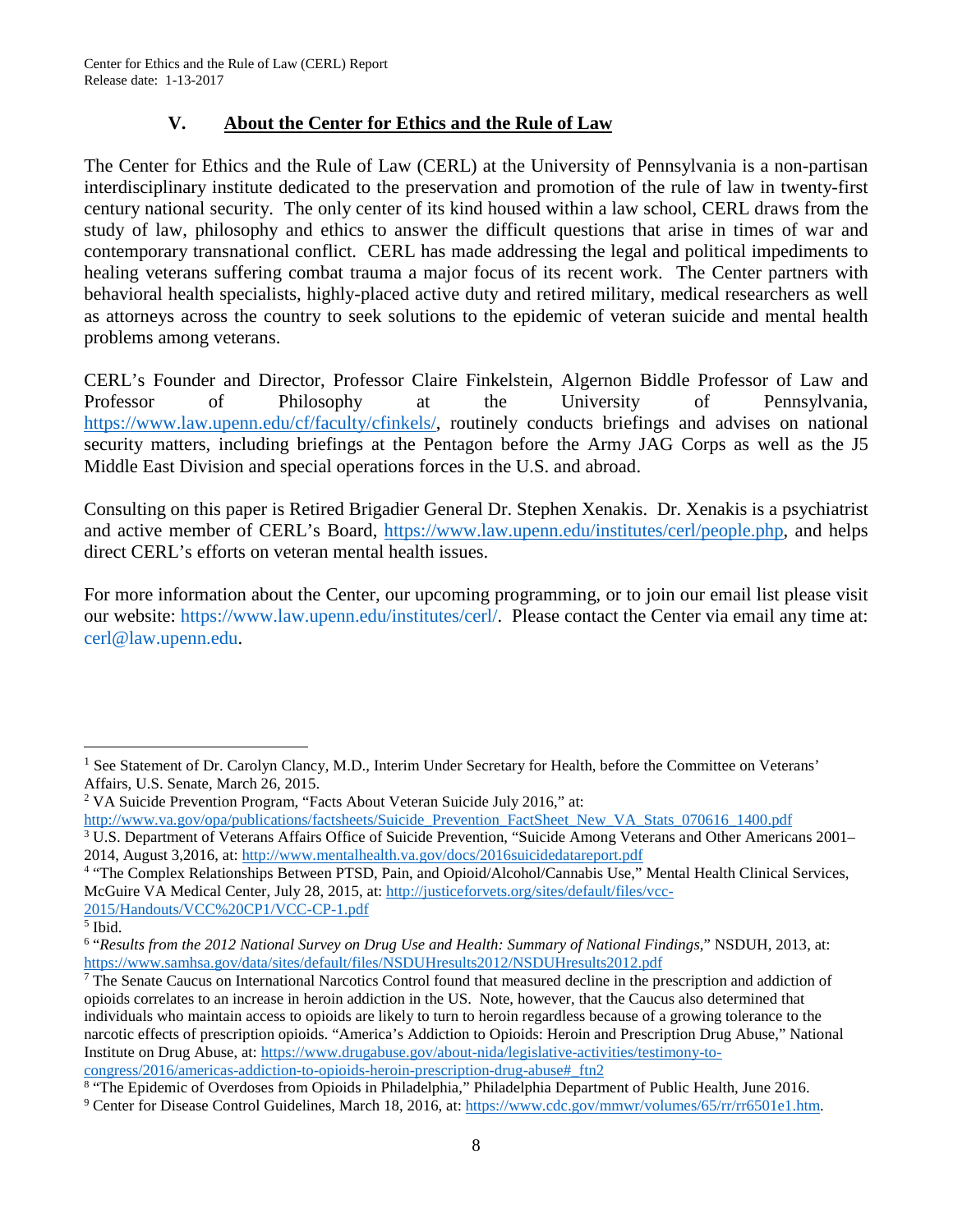## V. About the Center for Ethics and the Rule of Law

The Center for Ethics and the Rule of Law (CERL) at the University of Pennsylvania is a non-partisan interdisciplinary institute dedicated to the preservation and promotion of the rule of law in twenty-first century national security. The only center of its kind housed within a law school, CERL draws from the study of law, philosophy and ethics to answer the difficult questions that arise in times of war and contemporary transnational conflict. CERL has made addressing the legal and political impediments to healing veterans suffering combat trauma a major focus of its recent work. The Center partners with behavioral health specialists, highly-placed active duty and retired military, medical researchers as well as attorneys across the country to seek solutions to the epidemic of veteran suicide and mental health problems among veterans.

CERL's Founder and Director, Professor Claire Finkelstein, Algernon Biddle Professor of Law and Professor of Philosophy at the University of Pennsylvania, https://www.law.upenn.edu/cf/faculty/cfinkels/, routinely conducts briefings and advises on national security matters, including briefings at the Pentagon before the Army JAG Corps as well as the J5 Middle East Division and special operations forces in the U.S. and abroad.

Consulting on this paper is Retired Brigadier General Dr. Stephen Xenakis. Dr. Xenakis is a psychiatrist and active member of CERL's Board, https://www.law.upenn.edu/institutes/cerl/people.php, and helps direct CERL's efforts on veteran mental health issues.

For more information about the Center, our upcoming programming, or to join our email list please visit our website: https://www.law.upenn.edu/institutes/cerl/. Please contact the Center via email any time at: cerl@law.upenn.edu.

---

[1] See Statement of Dr. Carolyn Clancy, M.D., Interim Under Secretary for Health, before the Committee on Veterans' Affairs, U.S. Senate, March 26, 2015.

[2] VA Suicide Prevention Program, "Facts About Veteran Suicide July 2016," at: http://www.va.gov/opa/publications/factsheets/Suicide_Prevention_FactSheet_New_VA_Stats_070616_1400.pdf

[3] U.S. Department of Veterans Affairs Office of Suicide Prevention, "Suicide Among Veterans and Other Americans 2001–2014, August 3,2016, at: http://www.mentalhealth.va.gov/docs/2016suicidedatareport.pdf

[4] "The Complex Relationships Between PTSD, Pain, and Opioid/Alcohol/Cannabis Use," Mental Health Clinical Services, McGuire VA Medical Center, July 28, 2015, at: http://justiceforvets.org/sites/default/files/vcc-2015/Handouts/VCC%20CP1/VCC-CP-1.pdf

[5] Ibid.

[6] "*Results from the 2012 National Survey on Drug Use and Health: Summary of National Findings*," NSDUH, 2013, at: https://www.samhsa.gov/data/sites/default/files/NSDUHresults2012/NSDUHresults2012.pdf

[7] The Senate Caucus on International Narcotics Control found that measured decline in the prescription and addiction of opioids correlates to an increase in heroin addiction in the US. Note, however, that the Caucus also determined that individuals who maintain access to opioids are likely to turn to heroin regardless because of a growing tolerance to the narcotic effects of prescription opioids. "America's Addiction to Opioids: Heroin and Prescription Drug Abuse," National Institute on Drug Abuse, at: https://www.drugabuse.gov/about-nida/legislative-activities/testimony-to-congress/2016/americas-addiction-to-opioids-heroin-prescription-drug-abuse#_ftn2

[8] "The Epidemic of Overdoses from Opioids in Philadelphia," Philadelphia Department of Public Health, June 2016.

[9] Center for Disease Control Guidelines, March 18, 2016, at: https://www.cdc.gov/mmwr/volumes/65/rr/rr6501e1.htm.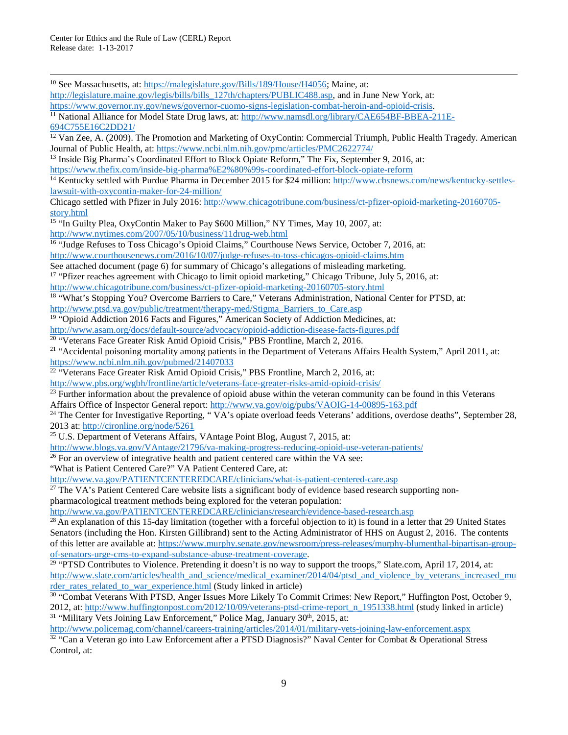[10] See Massachusetts, at: https://malegislature.gov/Bills/189/House/H4056; Maine, at: http://legislature.maine.gov/legis/bills/bills_127th/chapters/PUBLIC488.asp, and in June New York, at: https://www.governor.ny.gov/news/governor-cuomo-signs-legislation-combat-heroin-and-opioid-crisis.

[11] National Alliance for Model State Drug laws, at: http://www.namsdl.org/library/CAE654BF-BBEA-211E-694C755E16C2DD21/

[12] Van Zee, A. (2009). The Promotion and Marketing of OxyContin: Commercial Triumph, Public Health Tragedy. American Journal of Public Health, at: https://www.ncbi.nlm.nih.gov/pmc/articles/PMC2622774/

[13] Inside Big Pharma's Coordinated Effort to Block Opiate Reform," The Fix, September 9, 2016, at: https://www.thefix.com/inside-big-pharma%E2%80%99s-coordinated-effort-block-opiate-reform

[14] Kentucky settled with Purdue Pharma in December 2015 for $24 million: http://www.cbsnews.com/news/kentucky-settles-lawsuit-with-oxycontin-maker-for-24-million/

Chicago settled with Pfizer in July 2016: http://www.chicagotribune.com/business/ct-pfizer-opioid-marketing-20160705-story.html

[15] "In Guilty Plea, OxyContin Maker to Pay $600 Million," NY Times, May 10, 2007, at: http://www.nytimes.com/2007/05/10/business/11drug-web.html

[16] "Judge Refuses to Toss Chicago's Opioid Claims," Courthouse News Service, October 7, 2016, at: http://www.courthousenews.com/2016/10/07/judge-refuses-to-toss-chicagos-opioid-claims.htm

See attached document (page 6) for summary of Chicago's allegations of misleading marketing.

[17] "Pfizer reaches agreement with Chicago to limit opioid marketing," Chicago Tribune, July 5, 2016, at: http://www.chicagotribune.com/business/ct-pfizer-opioid-marketing-20160705-story.html

[18] "What's Stopping You? Overcome Barriers to Care," Veterans Administration, National Center for PTSD, at: http://www.ptsd.va.gov/public/treatment/therapy-med/Stigma_Barriers_to_Care.asp

[19] "Opioid Addiction 2016 Facts and Figures," American Society of Addiction Medicines, at: http://www.asam.org/docs/default-source/advocacy/opioid-addiction-disease-facts-figures.pdf

[20] "Veterans Face Greater Risk Amid Opioid Crisis," PBS Frontline, March 2, 2016.

[21] "Accidental poisoning mortality among patients in the Department of Veterans Affairs Health System," April 2011, at: https://www.ncbi.nlm.nih.gov/pubmed/21407033

[22] "Veterans Face Greater Risk Amid Opioid Crisis," PBS Frontline, March 2, 2016, at: http://www.pbs.org/wgbh/frontline/article/veterans-face-greater-risks-amid-opioid-crisis/

[23] Further information about the prevalence of opioid abuse within the veteran community can be found in this Veterans Affairs Office of Inspector General report: http://www.va.gov/oig/pubs/VAOIG-14-00895-163.pdf

[24] The Center for Investigative Reporting, " VA's opiate overload feeds Veterans' additions, overdose deaths", September 28, 2013 at: http://cironline.org/node/5261

[25] U.S. Department of Veterans Affairs, VAntage Point Blog, August 7, 2015, at: http://www.blogs.va.gov/VAntage/21796/va-making-progress-reducing-opioid-use-veteran-patients/

[26] For an overview of integrative health and patient centered care within the VA see: "What is Patient Centered Care?" VA Patient Centered Care, at: http://www.va.gov/PATIENTCENTEREDCARE/clinicians/what-is-patient-centered-care.asp

[27] The VA's Patient Centered Care website lists a significant body of evidence based research supporting non-pharmacological treatment methods being explored for the veteran population: http://www.va.gov/PATIENTCENTEREDCARE/clinicians/research/evidence-based-research.asp

[28] An explanation of this 15-day limitation (together with a forceful objection to it) is found in a letter that 29 United States Senators (including the Hon. Kirsten Gillibrand) sent to the Acting Administrator of HHS on August 2, 2016. The contents of this letter are available at: https://www.murphy.senate.gov/newsroom/press-releases/murphy-blumenthal-bipartisan-group-of-senators-urge-cms-to-expand-substance-abuse-treatment-coverage.

[29] "PTSD Contributes to Violence. Pretending it doesn't is no way to support the troops," Slate.com, April 17, 2014, at: http://www.slate.com/articles/health_and_science/medical_examiner/2014/04/ptsd_and_violence_by_veterans_increased_murder_rates_related_to_war_experience.html (Study linked in article)

[30] "Combat Veterans With PTSD, Anger Issues More Likely To Commit Crimes: New Report," Huffington Post, October 9, 2012, at: http://www.huffingtonpost.com/2012/10/09/veterans-ptsd-crime-report_n_1951338.html (study linked in article)

[31] "Military Vets Joining Law Enforcement," Police Mag, January 30th, 2015, at: http://www.policemag.com/channel/careers-training/articles/2014/01/military-vets-joining-law-enforcement.aspx

[32] "Can a Veteran go into Law Enforcement after a PTSD Diagnosis?" Naval Center for Combat & Operational Stress Control, at: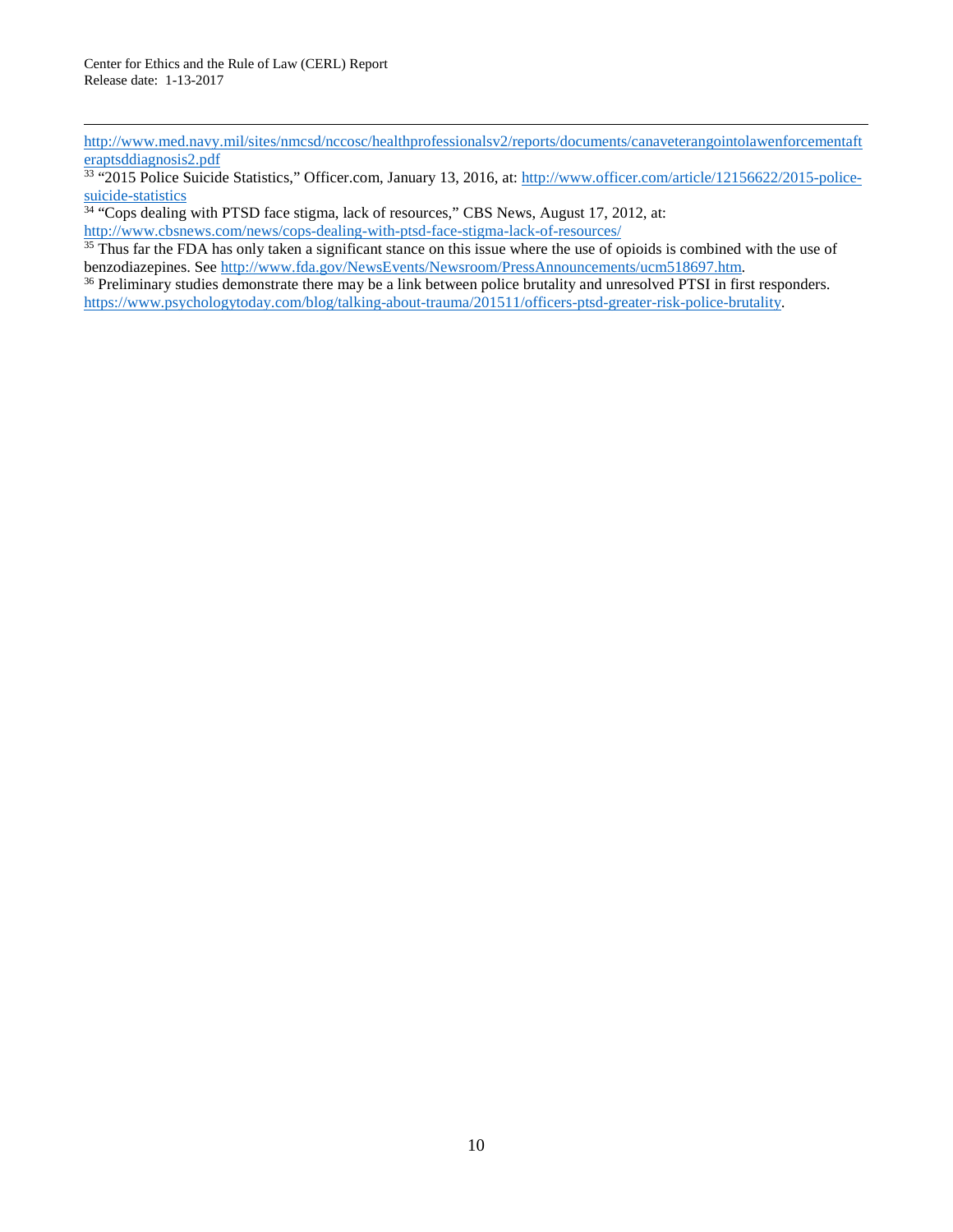http://www.med.navy.mil/sites/nmcsd/nccosc/healthprofessionalsv2/reports/documents/canaveterangointolawenforcementafteraptsddiagnosis2.pdf

[33] "2015 Police Suicide Statistics," Officer.com, January 13, 2016, at: http://www.officer.com/article/12156622/2015-police-suicide-statistics

[34] "Cops dealing with PTSD face stigma, lack of resources," CBS News, August 17, 2012, at: http://www.cbsnews.com/news/cops-dealing-with-ptsd-face-stigma-lack-of-resources/

[35] Thus far the FDA has only taken a significant stance on this issue where the use of opioids is combined with the use of benzodiazepines. See http://www.fda.gov/NewsEvents/Newsroom/PressAnnouncements/ucm518697.htm.

[36] Preliminary studies demonstrate there may be a link between police brutality and unresolved PTSI in first responders. https://www.psychologytoday.com/blog/talking-about-trauma/201511/officers-ptsd-greater-risk-police-brutality.